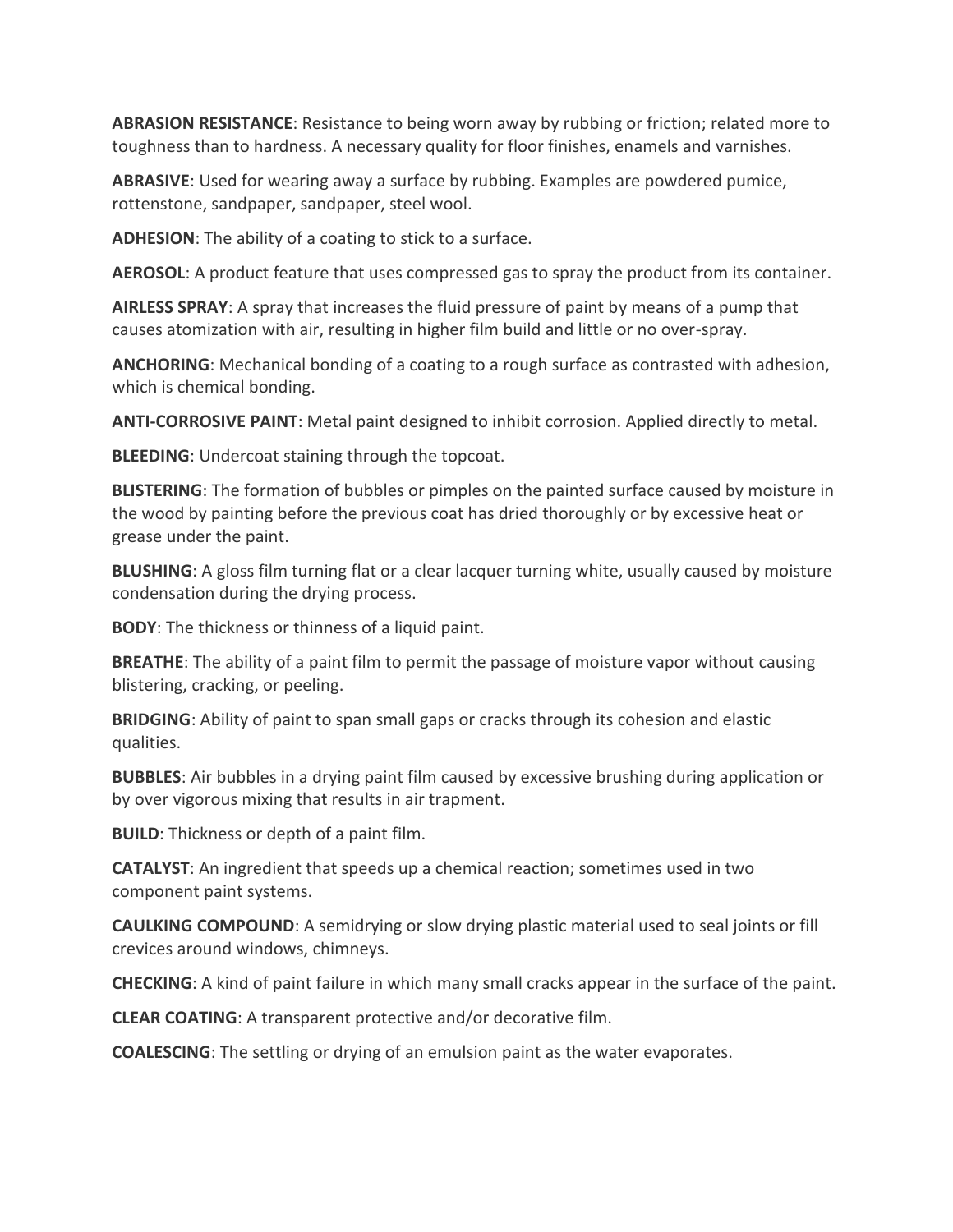**ABRASION RESISTANCE**: Resistance to being worn away by rubbing or friction; related more to toughness than to hardness. A necessary quality for floor finishes, enamels and varnishes.

**ABRASIVE**: Used for wearing away a surface by rubbing. Examples are powdered pumice, rottenstone, sandpaper, sandpaper, steel wool.

**ADHESION**: The ability of a coating to stick to a surface.

**AEROSOL**: A product feature that uses compressed gas to spray the product from its container.

**AIRLESS SPRAY**: A spray that increases the fluid pressure of paint by means of a pump that causes atomization with air, resulting in higher film build and little or no over-spray.

**ANCHORING**: Mechanical bonding of a coating to a rough surface as contrasted with adhesion, which is chemical bonding.

**ANTI-CORROSIVE PAINT**: Metal paint designed to inhibit corrosion. Applied directly to metal.

**BLEEDING**: Undercoat staining through the topcoat.

**BLISTERING**: The formation of bubbles or pimples on the painted surface caused by moisture in the wood by painting before the previous coat has dried thoroughly or by excessive heat or grease under the paint.

**BLUSHING**: A gloss film turning flat or a clear lacquer turning white, usually caused by moisture condensation during the drying process.

**BODY**: The thickness or thinness of a liquid paint.

**BREATHE**: The ability of a paint film to permit the passage of moisture vapor without causing blistering, cracking, or peeling.

**BRIDGING**: Ability of paint to span small gaps or cracks through its cohesion and elastic qualities.

**BUBBLES**: Air bubbles in a drying paint film caused by excessive brushing during application or by over vigorous mixing that results in air trapment.

**BUILD**: Thickness or depth of a paint film.

**CATALYST**: An ingredient that speeds up a chemical reaction; sometimes used in two component paint systems.

**CAULKING COMPOUND**: A semidrying or slow drying plastic material used to seal joints or fill crevices around windows, chimneys.

**CHECKING**: A kind of paint failure in which many small cracks appear in the surface of the paint.

**CLEAR COATING**: A transparent protective and/or decorative film.

**COALESCING**: The settling or drying of an emulsion paint as the water evaporates.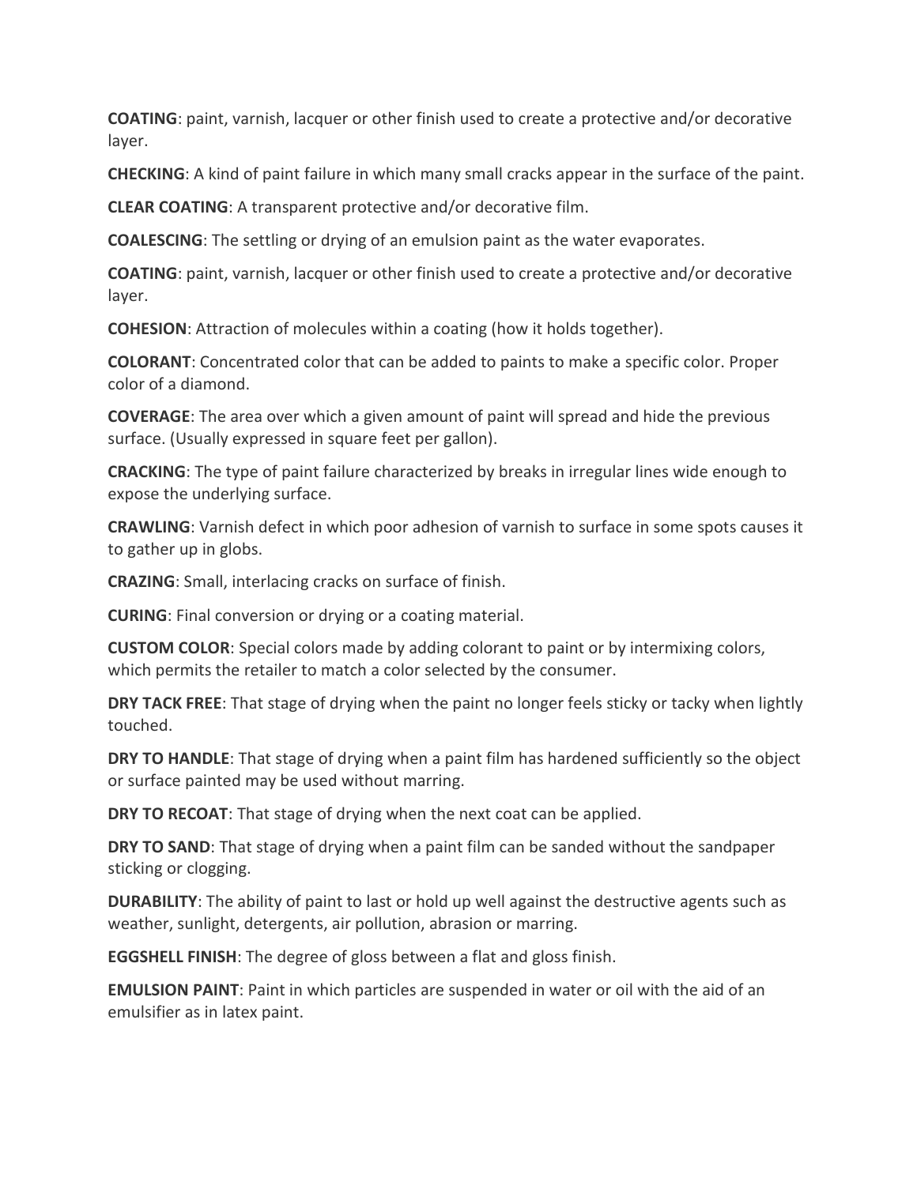**COATING**: paint, varnish, lacquer or other finish used to create a protective and/or decorative layer.

**CHECKING**: A kind of paint failure in which many small cracks appear in the surface of the paint.

**CLEAR COATING**: A transparent protective and/or decorative film.

**COALESCING**: The settling or drying of an emulsion paint as the water evaporates.

**COATING**: paint, varnish, lacquer or other finish used to create a protective and/or decorative layer.

**COHESION**: Attraction of molecules within a coating (how it holds together).

**COLORANT**: Concentrated color that can be added to paints to make a specific color. Proper color of a diamond.

**COVERAGE**: The area over which a given amount of paint will spread and hide the previous surface. (Usually expressed in square feet per gallon).

**CRACKING**: The type of paint failure characterized by breaks in irregular lines wide enough to expose the underlying surface.

**CRAWLING**: Varnish defect in which poor adhesion of varnish to surface in some spots causes it to gather up in globs.

**CRAZING**: Small, interlacing cracks on surface of finish.

**CURING**: Final conversion or drying or a coating material.

**CUSTOM COLOR**: Special colors made by adding colorant to paint or by intermixing colors, which permits the retailer to match a color selected by the consumer.

**DRY TACK FREE**: That stage of drying when the paint no longer feels sticky or tacky when lightly touched.

**DRY TO HANDLE**: That stage of drying when a paint film has hardened sufficiently so the object or surface painted may be used without marring.

**DRY TO RECOAT**: That stage of drying when the next coat can be applied.

**DRY TO SAND**: That stage of drying when a paint film can be sanded without the sandpaper sticking or clogging.

**DURABILITY**: The ability of paint to last or hold up well against the destructive agents such as weather, sunlight, detergents, air pollution, abrasion or marring.

**EGGSHELL FINISH**: The degree of gloss between a flat and gloss finish.

**EMULSION PAINT**: Paint in which particles are suspended in water or oil with the aid of an emulsifier as in latex paint.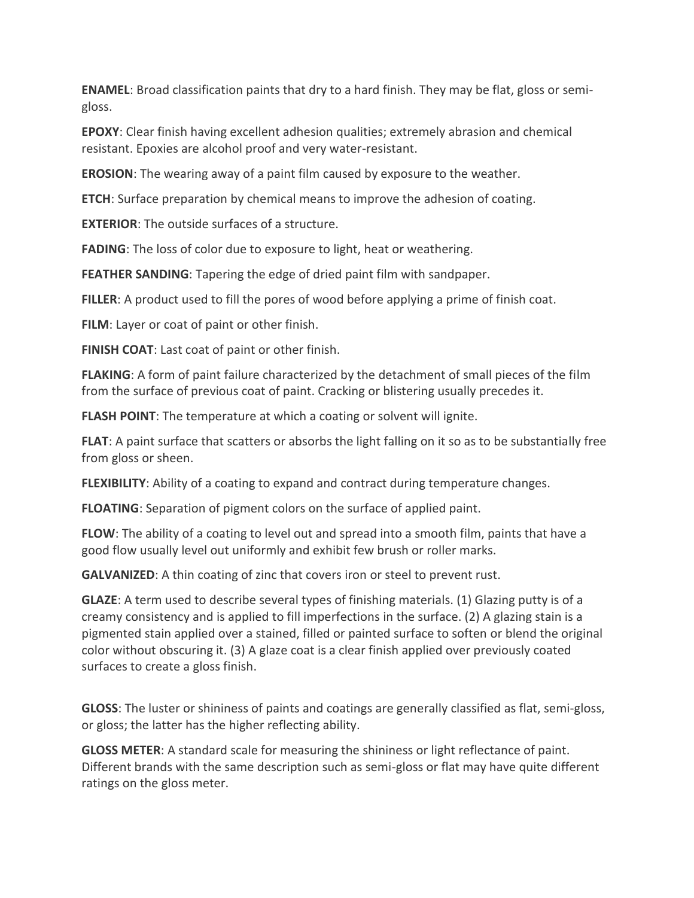**ENAMEL**: Broad classification paints that dry to a hard finish. They may be flat, gloss or semi-gloss.

**EPOXY**: Clear finish having excellent adhesion qualities; extremely abrasion and chemical resistant. Epoxies are alcohol proof and very water-resistant.

**EROSION**: The wearing away of a paint film caused by exposure to the weather.

**ETCH**: Surface preparation by chemical means to improve the adhesion of coating.

**EXTERIOR**: The outside surfaces of a structure.

**FADING**: The loss of color due to exposure to light, heat or weathering.

**FEATHER SANDING**: Tapering the edge of dried paint film with sandpaper.

**FILLER**: A product used to fill the pores of wood before applying a prime of finish coat.

**FILM**: Layer or coat of paint or other finish.

**FINISH COAT**: Last coat of paint or other finish.

**FLAKING**: A form of paint failure characterized by the detachment of small pieces of the film from the surface of previous coat of paint. Cracking or blistering usually precedes it.

**FLASH POINT**: The temperature at which a coating or solvent will ignite.

**FLAT**: A paint surface that scatters or absorbs the light falling on it so as to be substantially free from gloss or sheen.

**FLEXIBILITY**: Ability of a coating to expand and contract during temperature changes.

**FLOATING**: Separation of pigment colors on the surface of applied paint.

**FLOW**: The ability of a coating to level out and spread into a smooth film, paints that have a good flow usually level out uniformly and exhibit few brush or roller marks.

**GALVANIZED**: A thin coating of zinc that covers iron or steel to prevent rust.

**GLAZE**: A term used to describe several types of finishing materials. (1) Glazing putty is of a creamy consistency and is applied to fill imperfections in the surface. (2) A glazing stain is a pigmented stain applied over a stained, filled or painted surface to soften or blend the original color without obscuring it. (3) A glaze coat is a clear finish applied over previously coated surfaces to create a gloss finish.

**GLOSS**: The luster or shininess of paints and coatings are generally classified as flat, semi-gloss, or gloss; the latter has the higher reflecting ability.

**GLOSS METER**: A standard scale for measuring the shininess or light reflectance of paint. Different brands with the same description such as semi-gloss or flat may have quite different ratings on the gloss meter.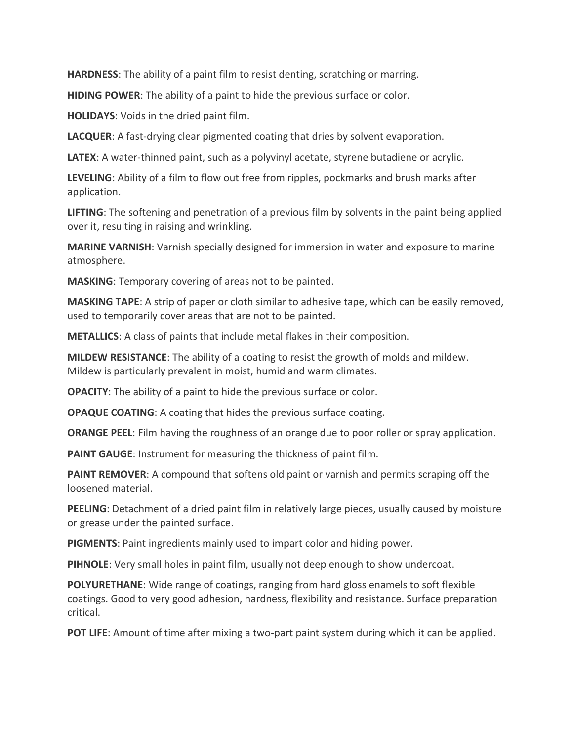**HARDNESS**: The ability of a paint film to resist denting, scratching or marring.

**HIDING POWER**: The ability of a paint to hide the previous surface or color.

**HOLIDAYS**: Voids in the dried paint film.

**LACQUER**: A fast-drying clear pigmented coating that dries by solvent evaporation.

**LATEX**: A water-thinned paint, such as a polyvinyl acetate, styrene butadiene or acrylic.

**LEVELING**: Ability of a film to flow out free from ripples, pockmarks and brush marks after application.

**LIFTING**: The softening and penetration of a previous film by solvents in the paint being applied over it, resulting in raising and wrinkling.

**MARINE VARNISH**: Varnish specially designed for immersion in water and exposure to marine atmosphere.

**MASKING**: Temporary covering of areas not to be painted.

**MASKING TAPE**: A strip of paper or cloth similar to adhesive tape, which can be easily removed, used to temporarily cover areas that are not to be painted.

**METALLICS**: A class of paints that include metal flakes in their composition.

**MILDEW RESISTANCE**: The ability of a coating to resist the growth of molds and mildew. Mildew is particularly prevalent in moist, humid and warm climates.

**OPACITY**: The ability of a paint to hide the previous surface or color.

**OPAQUE COATING**: A coating that hides the previous surface coating.

**ORANGE PEEL**: Film having the roughness of an orange due to poor roller or spray application.

**PAINT GAUGE**: Instrument for measuring the thickness of paint film.

**PAINT REMOVER**: A compound that softens old paint or varnish and permits scraping off the loosened material.

**PEELING**: Detachment of a dried paint film in relatively large pieces, usually caused by moisture or grease under the painted surface.

**PIGMENTS**: Paint ingredients mainly used to impart color and hiding power.

**PIHNOLE**: Very small holes in paint film, usually not deep enough to show undercoat.

**POLYURETHANE**: Wide range of coatings, ranging from hard gloss enamels to soft flexible coatings. Good to very good adhesion, hardness, flexibility and resistance. Surface preparation critical.

**POT LIFE**: Amount of time after mixing a two-part paint system during which it can be applied.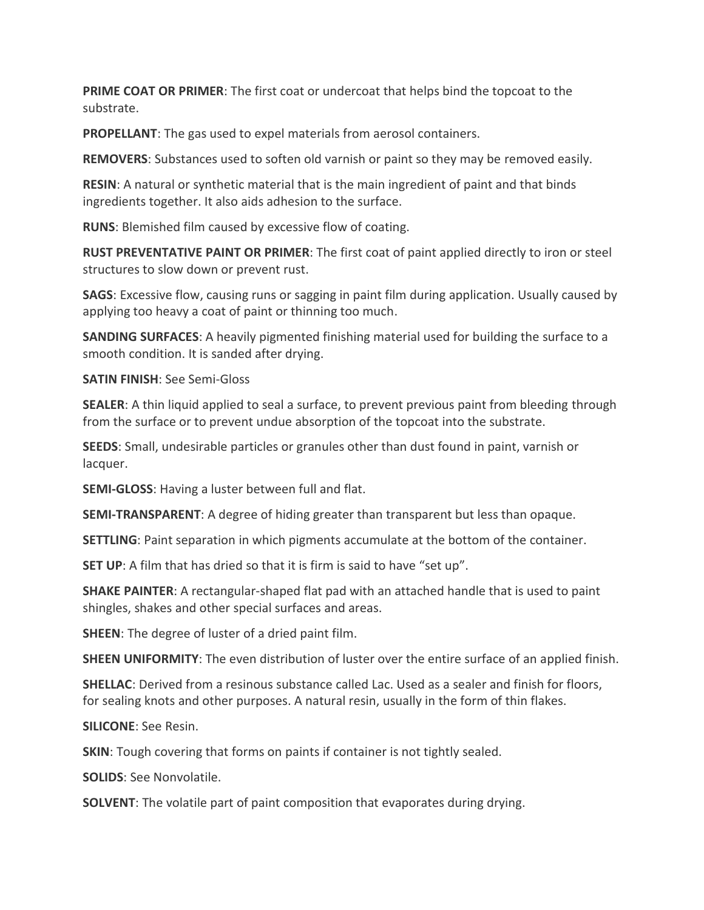**PRIME COAT OR PRIMER**: The first coat or undercoat that helps bind the topcoat to the substrate.

**PROPELLANT**: The gas used to expel materials from aerosol containers.

**REMOVERS**: Substances used to soften old varnish or paint so they may be removed easily.

**RESIN**: A natural or synthetic material that is the main ingredient of paint and that binds ingredients together. It also aids adhesion to the surface.

**RUNS**: Blemished film caused by excessive flow of coating.

**RUST PREVENTATIVE PAINT OR PRIMER**: The first coat of paint applied directly to iron or steel structures to slow down or prevent rust.

**SAGS**: Excessive flow, causing runs or sagging in paint film during application. Usually caused by applying too heavy a coat of paint or thinning too much.

**SANDING SURFACES**: A heavily pigmented finishing material used for building the surface to a smooth condition. It is sanded after drying.

**SATIN FINISH**: See Semi-Gloss

**SEALER**: A thin liquid applied to seal a surface, to prevent previous paint from bleeding through from the surface or to prevent undue absorption of the topcoat into the substrate.

**SEEDS**: Small, undesirable particles or granules other than dust found in paint, varnish or lacquer.

**SEMI-GLOSS**: Having a luster between full and flat.

**SEMI-TRANSPARENT**: A degree of hiding greater than transparent but less than opaque.

**SETTLING**: Paint separation in which pigments accumulate at the bottom of the container.

**SET UP**: A film that has dried so that it is firm is said to have "set up".

**SHAKE PAINTER**: A rectangular-shaped flat pad with an attached handle that is used to paint shingles, shakes and other special surfaces and areas.

**SHEEN**: The degree of luster of a dried paint film.

**SHEEN UNIFORMITY**: The even distribution of luster over the entire surface of an applied finish.

**SHELLAC**: Derived from a resinous substance called Lac. Used as a sealer and finish for floors, for sealing knots and other purposes. A natural resin, usually in the form of thin flakes.

**SILICONE**: See Resin.

**SKIN**: Tough covering that forms on paints if container is not tightly sealed.

**SOLIDS**: See Nonvolatile.

**SOLVENT**: The volatile part of paint composition that evaporates during drying.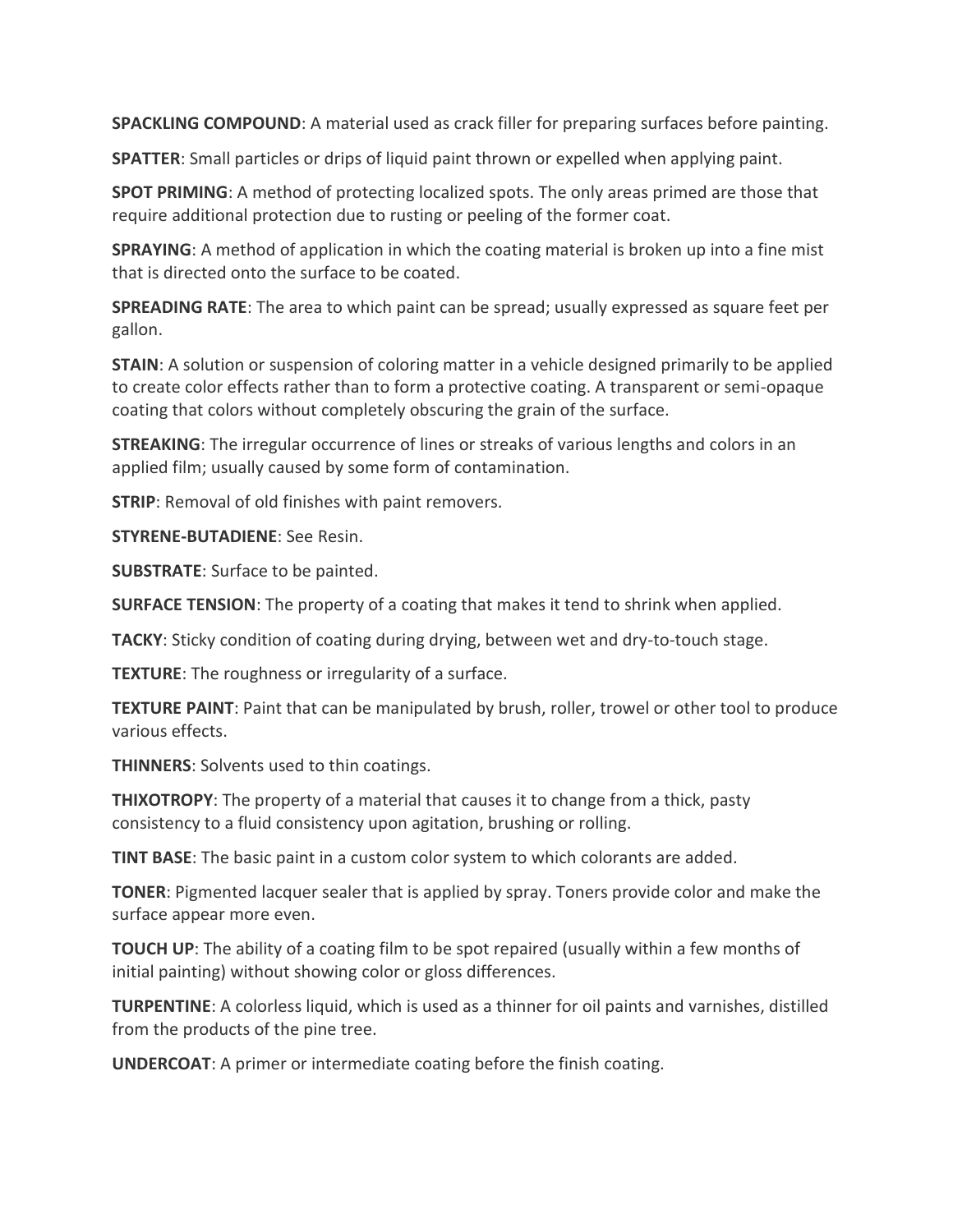**SPACKLING COMPOUND**: A material used as crack filler for preparing surfaces before painting.

**SPATTER**: Small particles or drips of liquid paint thrown or expelled when applying paint.

**SPOT PRIMING**: A method of protecting localized spots. The only areas primed are those that require additional protection due to rusting or peeling of the former coat.

**SPRAYING**: A method of application in which the coating material is broken up into a fine mist that is directed onto the surface to be coated.

**SPREADING RATE**: The area to which paint can be spread; usually expressed as square feet per gallon.

**STAIN**: A solution or suspension of coloring matter in a vehicle designed primarily to be applied to create color effects rather than to form a protective coating. A transparent or semi-opaque coating that colors without completely obscuring the grain of the surface.

**STREAKING**: The irregular occurrence of lines or streaks of various lengths and colors in an applied film; usually caused by some form of contamination.

**STRIP**: Removal of old finishes with paint removers.

**STYRENE-BUTADIENE**: See Resin.

**SUBSTRATE**: Surface to be painted.

**SURFACE TENSION**: The property of a coating that makes it tend to shrink when applied.

**TACKY**: Sticky condition of coating during drying, between wet and dry-to-touch stage.

**TEXTURE**: The roughness or irregularity of a surface.

**TEXTURE PAINT**: Paint that can be manipulated by brush, roller, trowel or other tool to produce various effects.

**THINNERS**: Solvents used to thin coatings.

**THIXOTROPY**: The property of a material that causes it to change from a thick, pasty consistency to a fluid consistency upon agitation, brushing or rolling.

**TINT BASE**: The basic paint in a custom color system to which colorants are added.

**TONER**: Pigmented lacquer sealer that is applied by spray. Toners provide color and make the surface appear more even.

**TOUCH UP**: The ability of a coating film to be spot repaired (usually within a few months of initial painting) without showing color or gloss differences.

**TURPENTINE**: A colorless liquid, which is used as a thinner for oil paints and varnishes, distilled from the products of the pine tree.

**UNDERCOAT**: A primer or intermediate coating before the finish coating.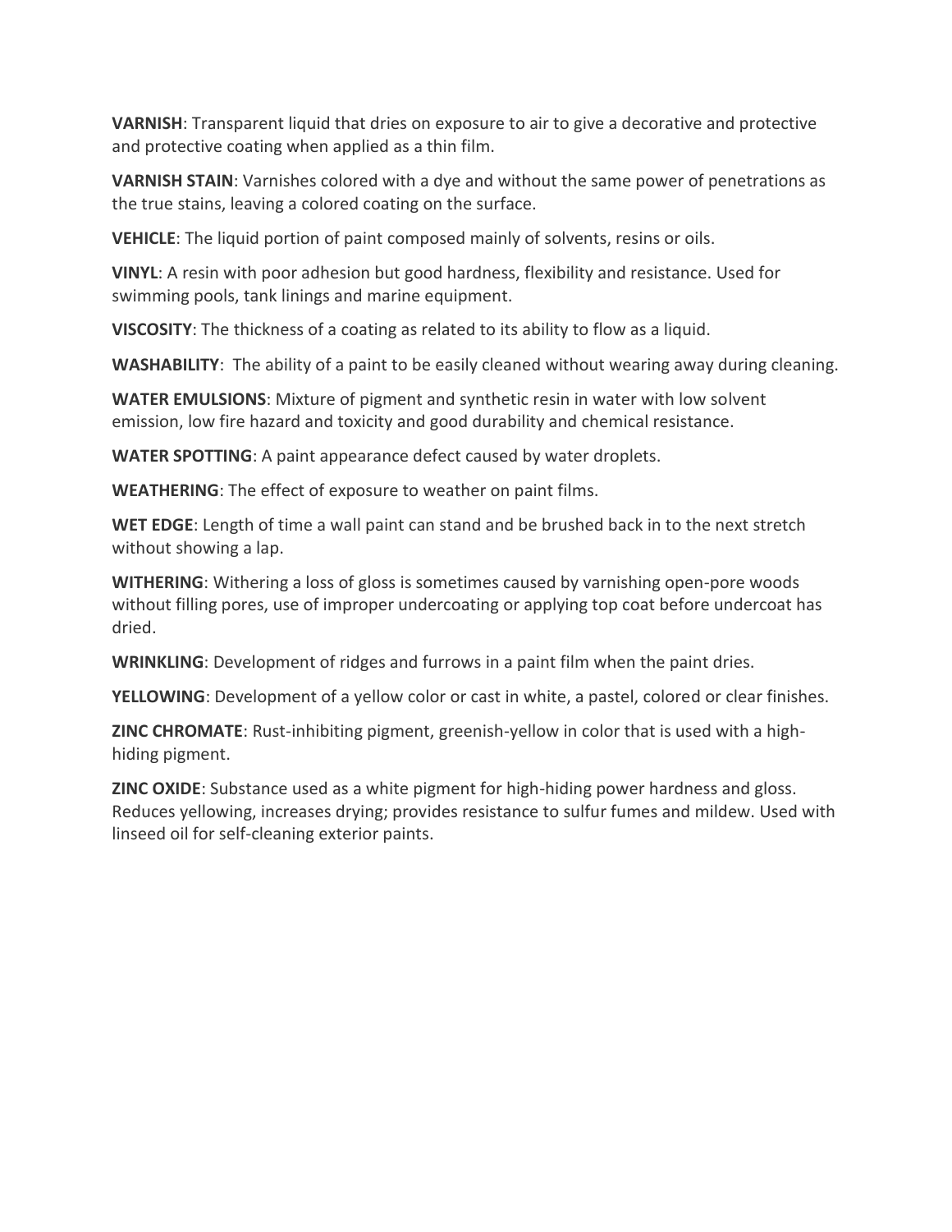**VARNISH**: Transparent liquid that dries on exposure to air to give a decorative and protective and protective coating when applied as a thin film.

**VARNISH STAIN**: Varnishes colored with a dye and without the same power of penetrations as the true stains, leaving a colored coating on the surface.

**VEHICLE**: The liquid portion of paint composed mainly of solvents, resins or oils.

**VINYL**: A resin with poor adhesion but good hardness, flexibility and resistance. Used for swimming pools, tank linings and marine equipment.

**VISCOSITY**: The thickness of a coating as related to its ability to flow as a liquid.

**WASHABILITY**: The ability of a paint to be easily cleaned without wearing away during cleaning.

**WATER EMULSIONS**: Mixture of pigment and synthetic resin in water with low solvent emission, low fire hazard and toxicity and good durability and chemical resistance.

**WATER SPOTTING**: A paint appearance defect caused by water droplets.

**WEATHERING**: The effect of exposure to weather on paint films.

**WET EDGE**: Length of time a wall paint can stand and be brushed back in to the next stretch without showing a lap.

**WITHERING**: Withering a loss of gloss is sometimes caused by varnishing open-pore woods without filling pores, use of improper undercoating or applying top coat before undercoat has dried.

**WRINKLING**: Development of ridges and furrows in a paint film when the paint dries.

**YELLOWING**: Development of a yellow color or cast in white, a pastel, colored or clear finishes.

**ZINC CHROMATE**: Rust-inhibiting pigment, greenish-yellow in color that is used with a high-hiding pigment.

**ZINC OXIDE**: Substance used as a white pigment for high-hiding power hardness and gloss. Reduces yellowing, increases drying; provides resistance to sulfur fumes and mildew. Used with linseed oil for self-cleaning exterior paints.